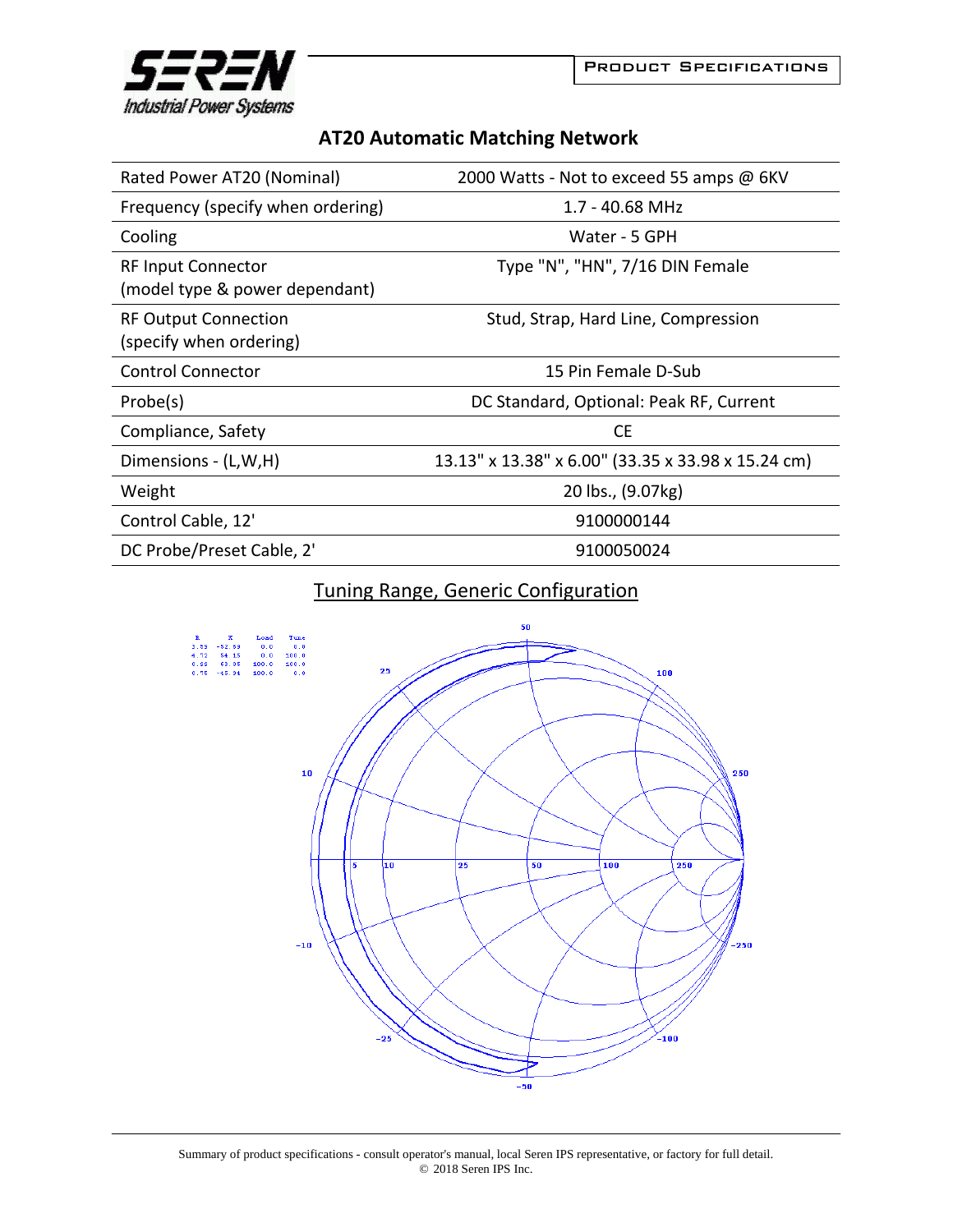# AT20 Automatic Matching Network

| | |
|---|---|
| Rated Power AT20 (Nominal) | 2000 Watts - Not to exceed 55 amps @ 6KV |
| Frequency (specify when ordering) | 1.7 - 40.68 MHz |
| Cooling | Water - 5 GPH |
| RF Input Connector (model type & power dependant) | Type "N", "HN", 7/16 DIN Female |
| RF Output Connection (specify when ordering) | Stud, Strap, Hard Line, Compression |
| Control Connector | 15 Pin Female D-Sub |
| Probe(s) | DC Standard, Optional: Peak RF, Current |
| Compliance, Safety | CE |
| Dimensions - (L,W,H) | 13.13" x 13.38" x 6.00" (33.35 x 33.98 x 15.24 cm) |
| Weight | 20 lbs., (9.07kg) |
| Control Cable, 12' | 9100000144 |
| DC Probe/Preset Cable, 2' | 9100050024 |

## Tuning Range, Generic Configuration

Summary of product specifications - consult operator's manual, local Seren IPS representative, or factory for full detail.
© 2018 Seren IPS Inc.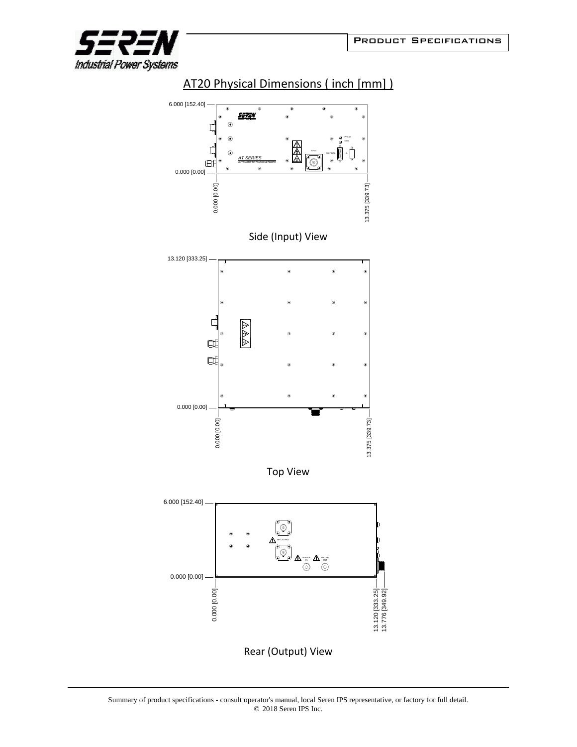## AT20 Physical Dimensions ( inch [mm] )

6.000 [152.40]
0.000 [0.00]
0.000 [0.00]
13.375 [339.73]

AT SERIES
AUTOMATIC MATCHING NETWORK
RF IN
CONTROL
PHASE
MAG

Side (Input) View

13.120 [333.25]
0.000 [0.00]
0.000 [0.00]
13.375 [339.73]

Top View

6.000 [152.40]
0.000 [0.00]
0.000 [0.00]
13.120 [333.25]
13.776 [349.92]

RF OUTPUT
WATER IN
WATER OUT

Rear (Output) View

Summary of product specifications - consult operator's manual, local Seren IPS representative, or factory for full detail.
© 2018 Seren IPS Inc.